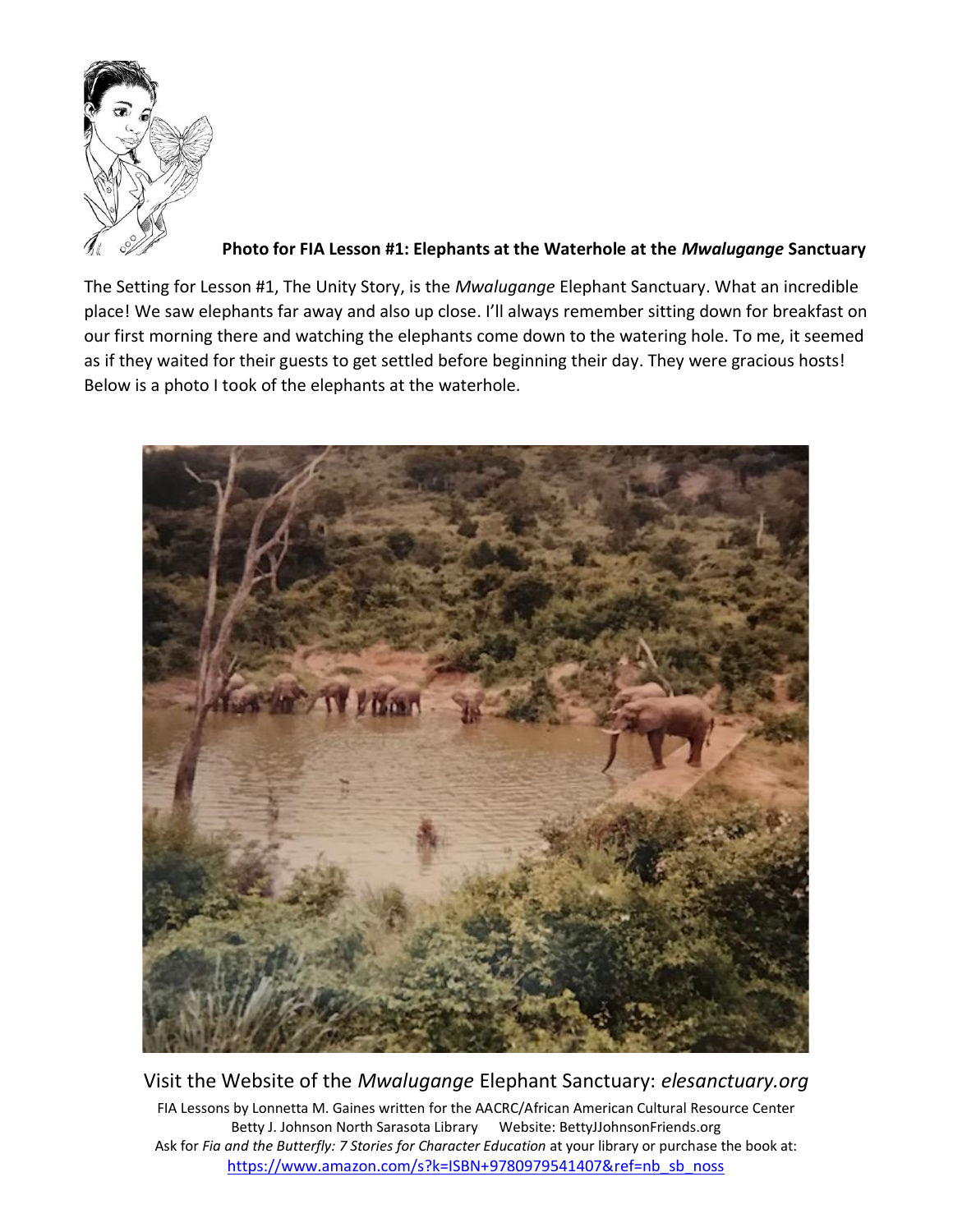**Photo for FIA Lesson #1: Elephants at the Waterhole at the *Mwalugange* Sanctuary**

The Setting for Lesson #1, The Unity Story, is the *Mwalugange* Elephant Sanctuary. What an incredible place! We saw elephants far away and also up close. I'll always remember sitting down for breakfast on our first morning there and watching the elephants come down to the watering hole. To me, it seemed as if they waited for their guests to get settled before beginning their day. They were gracious hosts! Below is a photo I took of the elephants at the waterhole.

Visit the Website of the *Mwalugange* Elephant Sanctuary: *elesanctuary.org*

FIA Lessons by Lonnetta M. Gaines written for the AACRC/African American Cultural Resource Center
Betty J. Johnson North Sarasota Library Website: BettyJJohnsonFriends.org
Ask for *Fia and the Butterfly: 7 Stories for Character Education* at your library or purchase the book at:
https://www.amazon.com/s?k=ISBN+9780979541407&ref=nb_sb_noss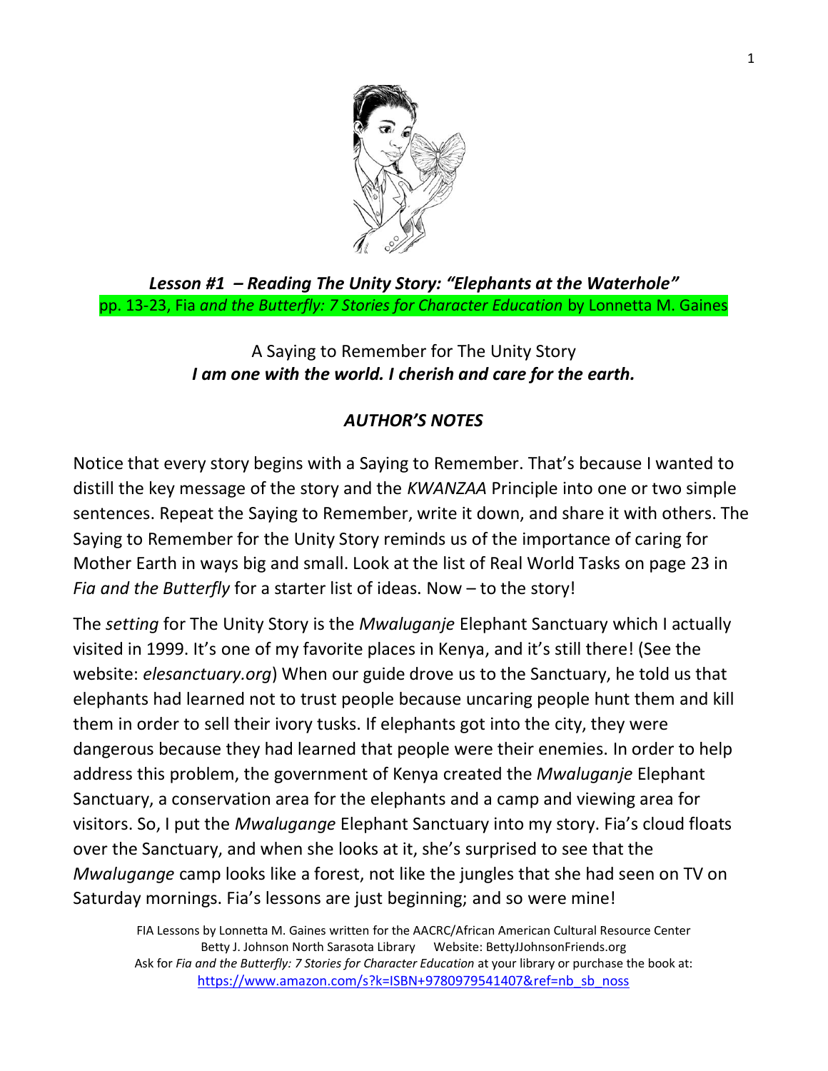***Lesson #1 – Reading The Unity Story: "Elephants at the Waterhole"***

pp. 13-23, Fia *and the Butterfly: 7 Stories for Character Education* by Lonnetta M. Gaines

A Saying to Remember for The Unity Story

***I am one with the world. I cherish and care for the earth.***

## ***AUTHOR'S NOTES***

Notice that every story begins with a Saying to Remember. That's because I wanted to distill the key message of the story and the *KWANZAA* Principle into one or two simple sentences. Repeat the Saying to Remember, write it down, and share it with others. The Saying to Remember for the Unity Story reminds us of the importance of caring for Mother Earth in ways big and small. Look at the list of Real World Tasks on page 23 in *Fia and the Butterfly* for a starter list of ideas. Now – to the story!

The *setting* for The Unity Story is the *Mwaluganje* Elephant Sanctuary which I actually visited in 1999. It's one of my favorite places in Kenya, and it's still there! (See the website: *elesanctuary.org*) When our guide drove us to the Sanctuary, he told us that elephants had learned not to trust people because uncaring people hunt them and kill them in order to sell their ivory tusks. If elephants got into the city, they were dangerous because they had learned that people were their enemies. In order to help address this problem, the government of Kenya created the *Mwaluganje* Elephant Sanctuary, a conservation area for the elephants and a camp and viewing area for visitors. So, I put the *Mwalugange* Elephant Sanctuary into my story. Fia's cloud floats over the Sanctuary, and when she looks at it, she's surprised to see that the *Mwalugange* camp looks like a forest, not like the jungles that she had seen on TV on Saturday mornings. Fia's lessons are just beginning; and so were mine!

FIA Lessons by Lonnetta M. Gaines written for the AACRC/African American Cultural Resource Center Betty J. Johnson North Sarasota Library Website: BettyJJohnsonFriends.org

Ask for *Fia and the Butterfly: 7 Stories for Character Education* at your library or purchase the book at: https://www.amazon.com/s?k=ISBN+9780979541407&ref=nb_sb_noss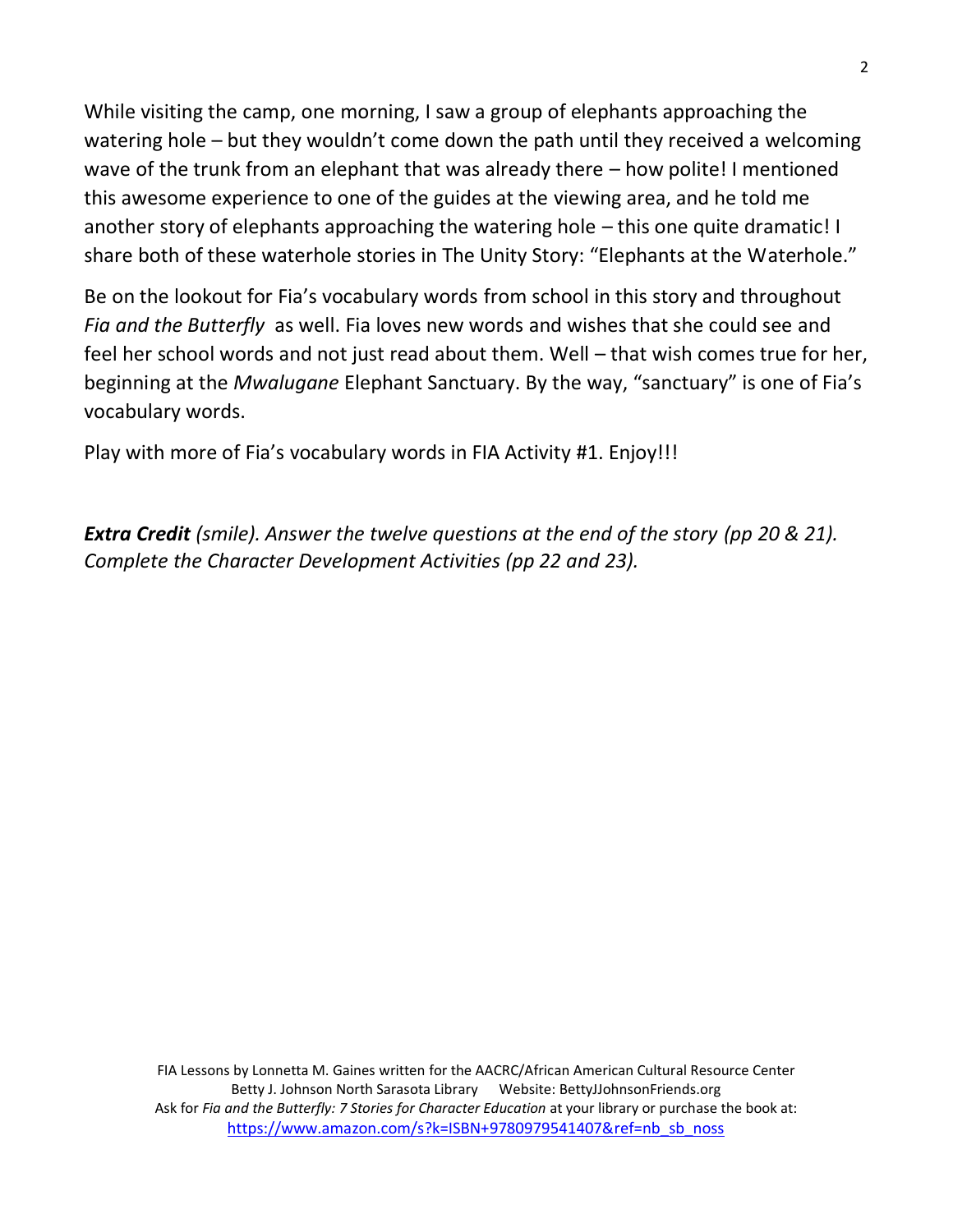While visiting the camp, one morning, I saw a group of elephants approaching the watering hole – but they wouldn't come down the path until they received a welcoming wave of the trunk from an elephant that was already there – how polite! I mentioned this awesome experience to one of the guides at the viewing area, and he told me another story of elephants approaching the watering hole – this one quite dramatic! I share both of these waterhole stories in The Unity Story: "Elephants at the Waterhole."

Be on the lookout for Fia's vocabulary words from school in this story and throughout *Fia and the Butterfly* as well. Fia loves new words and wishes that she could see and feel her school words and not just read about them. Well – that wish comes true for her, beginning at the *Mwalugane* Elephant Sanctuary. By the way, "sanctuary" is one of Fia's vocabulary words.

Play with more of Fia's vocabulary words in FIA Activity #1. Enjoy!!!

***Extra Credit*** *(smile). Answer the twelve questions at the end of the story (pp 20 & 21). Complete the Character Development Activities (pp 22 and 23).*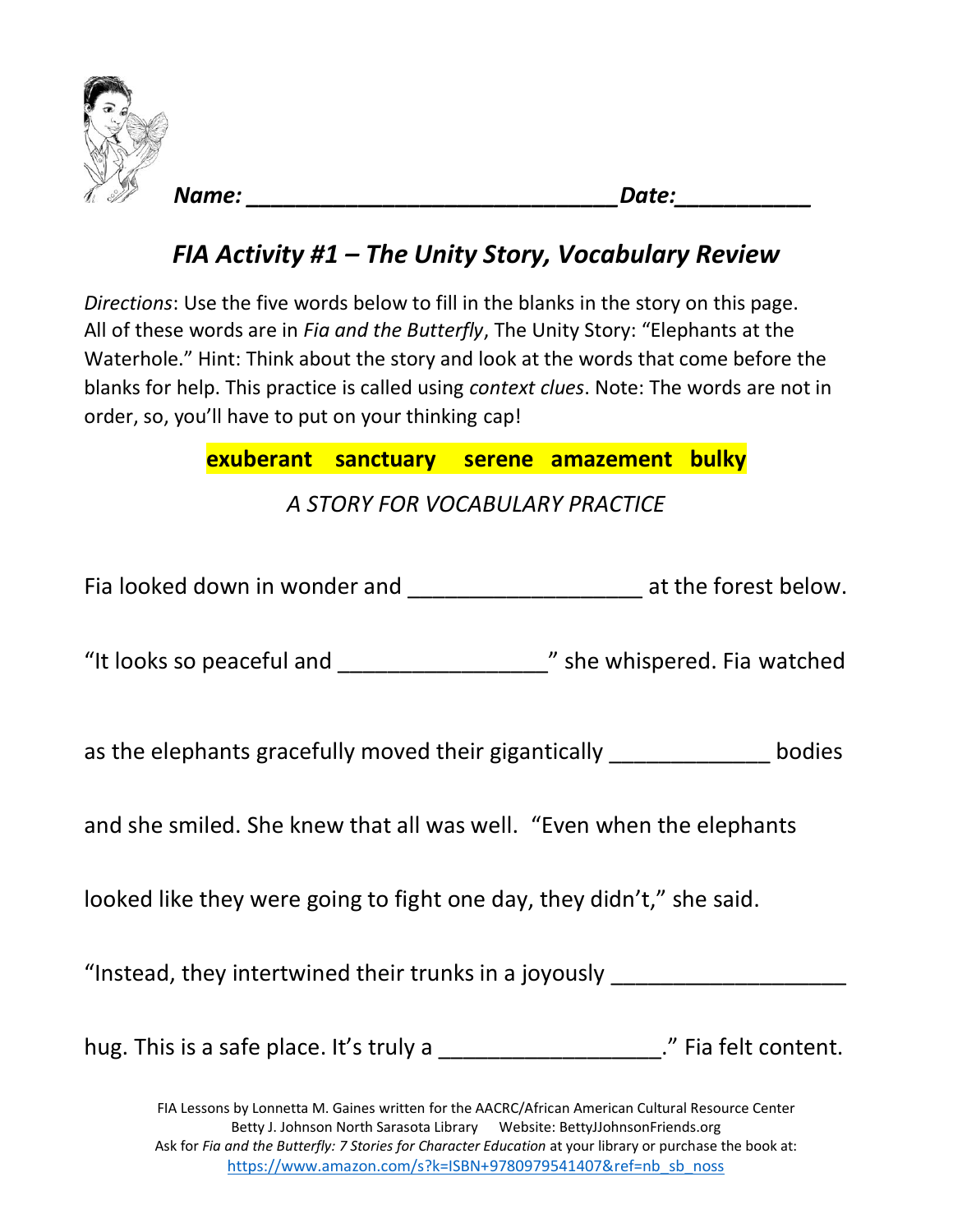**Name: ______________________________ Date: ___________**

## *FIA Activity #1 – The Unity Story, Vocabulary Review*

*Directions*: Use the five words below to fill in the blanks in the story on this page. All of these words are in *Fia and the Butterfly*, The Unity Story: "Elephants at the Waterhole." Hint: Think about the story and look at the words that come before the blanks for help. This practice is called using *context clues*. Note: The words are not in order, so, you'll have to put on your thinking cap!

**exuberant sanctuary serene amazement bulky**

*A STORY FOR VOCABULARY PRACTICE*

Fia looked down in wonder and ___________________ at the forest below.

"It looks so peaceful and _________________" she whispered. Fia watched

as the elephants gracefully moved their gigantically _____________ bodies

and she smiled. She knew that all was well. "Even when the elephants

looked like they were going to fight one day, they didn't," she said.

"Instead, they intertwined their trunks in a joyously ___________________

hug. This is a safe place. It's truly a __________________." Fia felt content.

FIA Lessons by Lonnetta M. Gaines written for the AACRC/African American Cultural Resource Center
Betty J. Johnson North Sarasota Library Website: BettyJJohnsonFriends.org
Ask for *Fia and the Butterfly: 7 Stories for Character Education* at your library or purchase the book at:
https://www.amazon.com/s?k=ISBN+9780979541407&ref=nb_sb_noss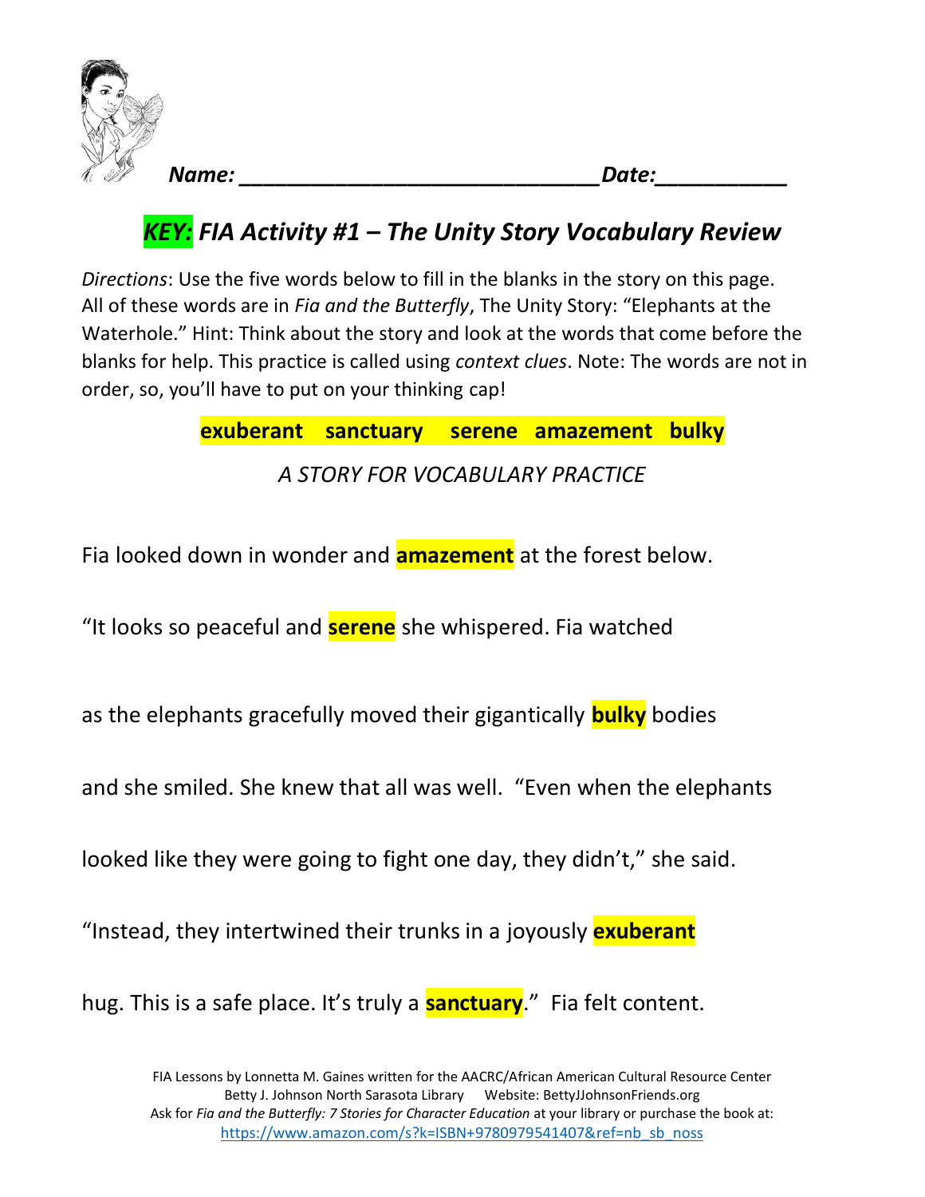*Name: _______________________________Date:___________*

## ***KEY:*** ***FIA Activity #1 – The Unity Story Vocabulary Review***

*Directions*: Use the five words below to fill in the blanks in the story on this page. All of these words are in *Fia and the Butterfly*, The Unity Story: "Elephants at the Waterhole." Hint: Think about the story and look at the words that come before the blanks for help. This practice is called using *context clues*. Note: The words are not in order, so, you'll have to put on your thinking cap!

**exuberant  sanctuary  serene  amazement  bulky**

*A STORY FOR VOCABULARY PRACTICE*

Fia looked down in wonder and **amazement** at the forest below.

"It looks so peaceful and **serene** she whispered. Fia watched

as the elephants gracefully moved their gigantically **bulky** bodies

and she smiled. She knew that all was well. "Even when the elephants

looked like they were going to fight one day, they didn't," she said.

"Instead, they intertwined their trunks in a joyously **exuberant**

hug. This is a safe place. It's truly a **sanctuary**." Fia felt content.

FIA Lessons by Lonnetta M. Gaines written for the AACRC/African American Cultural Resource Center
Betty J. Johnson North Sarasota Library Website: BettyJJohnsonFriends.org
Ask for *Fia and the Butterfly: 7 Stories for Character Education* at your library or purchase the book at:
https://www.amazon.com/s?k=ISBN+9780979541407&ref=nb_sb_noss